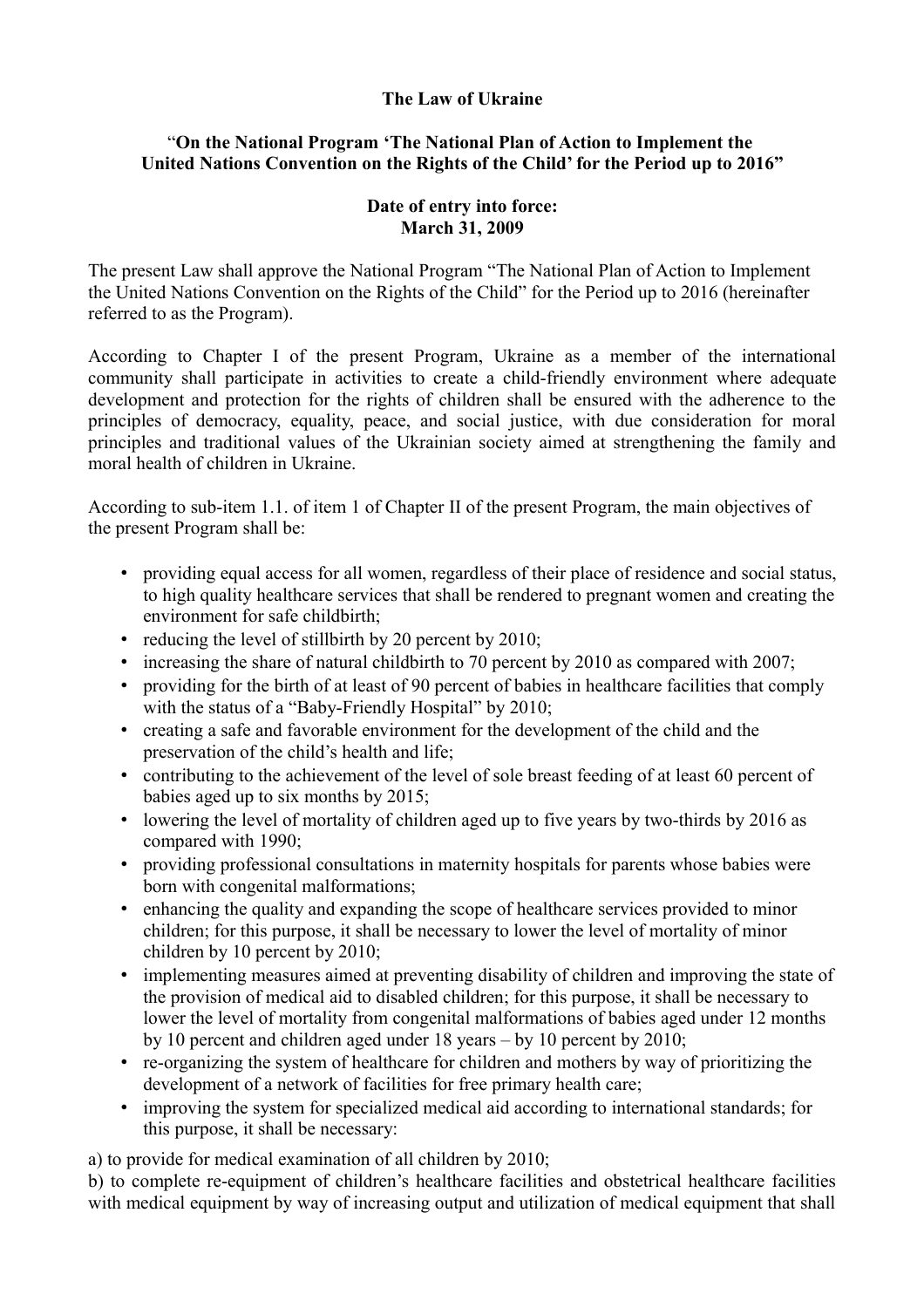**The Law of Ukraine**

“**On the National Program ‘The National Plan of Action to Implement the United Nations Convention on the Rights of the Child’ for the Period up to 2016”**

**Date of entry into force:**
**March 31, 2009**

The present Law shall approve the National Program “The National Plan of Action to Implement the United Nations Convention on the Rights of the Child” for the Period up to 2016 (hereinafter referred to as the Program).

According to Chapter I of the present Program, Ukraine as a member of the international community shall participate in activities to create a child-friendly environment where adequate development and protection for the rights of children shall be ensured with the adherence to the principles of democracy, equality, peace, and social justice, with due consideration for moral principles and traditional values of the Ukrainian society aimed at strengthening the family and moral health of children in Ukraine.

According to sub-item 1.1. of item 1 of Chapter II of the present Program, the main objectives of the present Program shall be:

- providing equal access for all women, regardless of their place of residence and social status, to high quality healthcare services that shall be rendered to pregnant women and creating the environment for safe childbirth;
- reducing the level of stillbirth by 20 percent by 2010;
- increasing the share of natural childbirth to 70 percent by 2010 as compared with 2007;
- providing for the birth of at least of 90 percent of babies in healthcare facilities that comply with the status of a “Baby-Friendly Hospital” by 2010;
- creating a safe and favorable environment for the development of the child and the preservation of the child’s health and life;
- contributing to the achievement of the level of sole breast feeding of at least 60 percent of babies aged up to six months by 2015;
- lowering the level of mortality of children aged up to five years by two-thirds by 2016 as compared with 1990;
- providing professional consultations in maternity hospitals for parents whose babies were born with congenital malformations;
- enhancing the quality and expanding the scope of healthcare services provided to minor children; for this purpose, it shall be necessary to lower the level of mortality of minor children by 10 percent by 2010;
- implementing measures aimed at preventing disability of children and improving the state of the provision of medical aid to disabled children; for this purpose, it shall be necessary to lower the level of mortality from congenital malformations of babies aged under 12 months by 10 percent and children aged under 18 years – by 10 percent by 2010;
- re-organizing the system of healthcare for children and mothers by way of prioritizing the development of a network of facilities for free primary health care;
- improving the system for specialized medical aid according to international standards; for this purpose, it shall be necessary:

a) to provide for medical examination of all children by 2010;
b) to complete re-equipment of children’s healthcare facilities and obstetrical healthcare facilities with medical equipment by way of increasing output and utilization of medical equipment that shall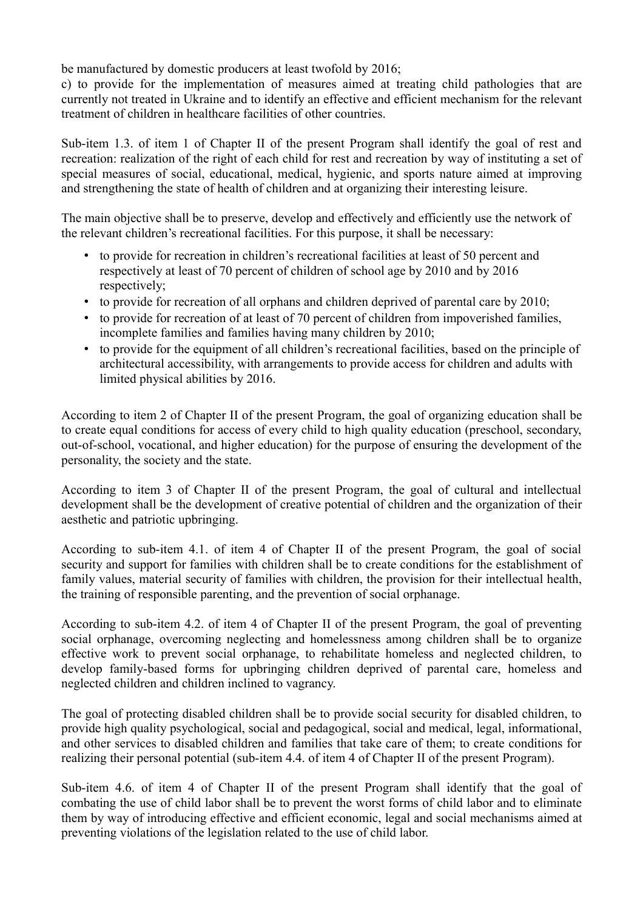be manufactured by domestic producers at least twofold by 2016;

c) to provide for the implementation of measures aimed at treating child pathologies that are currently not treated in Ukraine and to identify an effective and efficient mechanism for the relevant treatment of children in healthcare facilities of other countries.

Sub-item 1.3. of item 1 of Chapter II of the present Program shall identify the goal of rest and recreation: realization of the right of each child for rest and recreation by way of instituting a set of special measures of social, educational, medical, hygienic, and sports nature aimed at improving and strengthening the state of health of children and at organizing their interesting leisure.

The main objective shall be to preserve, develop and effectively and efficiently use the network of the relevant children's recreational facilities. For this purpose, it shall be necessary:

- to provide for recreation in children's recreational facilities at least of 50 percent and respectively at least of 70 percent of children of school age by 2010 and by 2016 respectively;
- to provide for recreation of all orphans and children deprived of parental care by 2010;
- to provide for recreation of at least of 70 percent of children from impoverished families, incomplete families and families having many children by 2010;
- to provide for the equipment of all children's recreational facilities, based on the principle of architectural accessibility, with arrangements to provide access for children and adults with limited physical abilities by 2016.

According to item 2 of Chapter II of the present Program, the goal of organizing education shall be to create equal conditions for access of every child to high quality education (preschool, secondary, out-of-school, vocational, and higher education) for the purpose of ensuring the development of the personality, the society and the state.

According to item 3 of Chapter II of the present Program, the goal of cultural and intellectual development shall be the development of creative potential of children and the organization of their aesthetic and patriotic upbringing.

According to sub-item 4.1. of item 4 of Chapter II of the present Program, the goal of social security and support for families with children shall be to create conditions for the establishment of family values, material security of families with children, the provision for their intellectual health, the training of responsible parenting, and the prevention of social orphanage.

According to sub-item 4.2. of item 4 of Chapter II of the present Program, the goal of preventing social orphanage, overcoming neglecting and homelessness among children shall be to organize effective work to prevent social orphanage, to rehabilitate homeless and neglected children, to develop family-based forms for upbringing children deprived of parental care, homeless and neglected children and children inclined to vagrancy.

The goal of protecting disabled children shall be to provide social security for disabled children, to provide high quality psychological, social and pedagogical, social and medical, legal, informational, and other services to disabled children and families that take care of them; to create conditions for realizing their personal potential (sub-item 4.4. of item 4 of Chapter II of the present Program).

Sub-item 4.6. of item 4 of Chapter II of the present Program shall identify that the goal of combating the use of child labor shall be to prevent the worst forms of child labor and to eliminate them by way of introducing effective and efficient economic, legal and social mechanisms aimed at preventing violations of the legislation related to the use of child labor.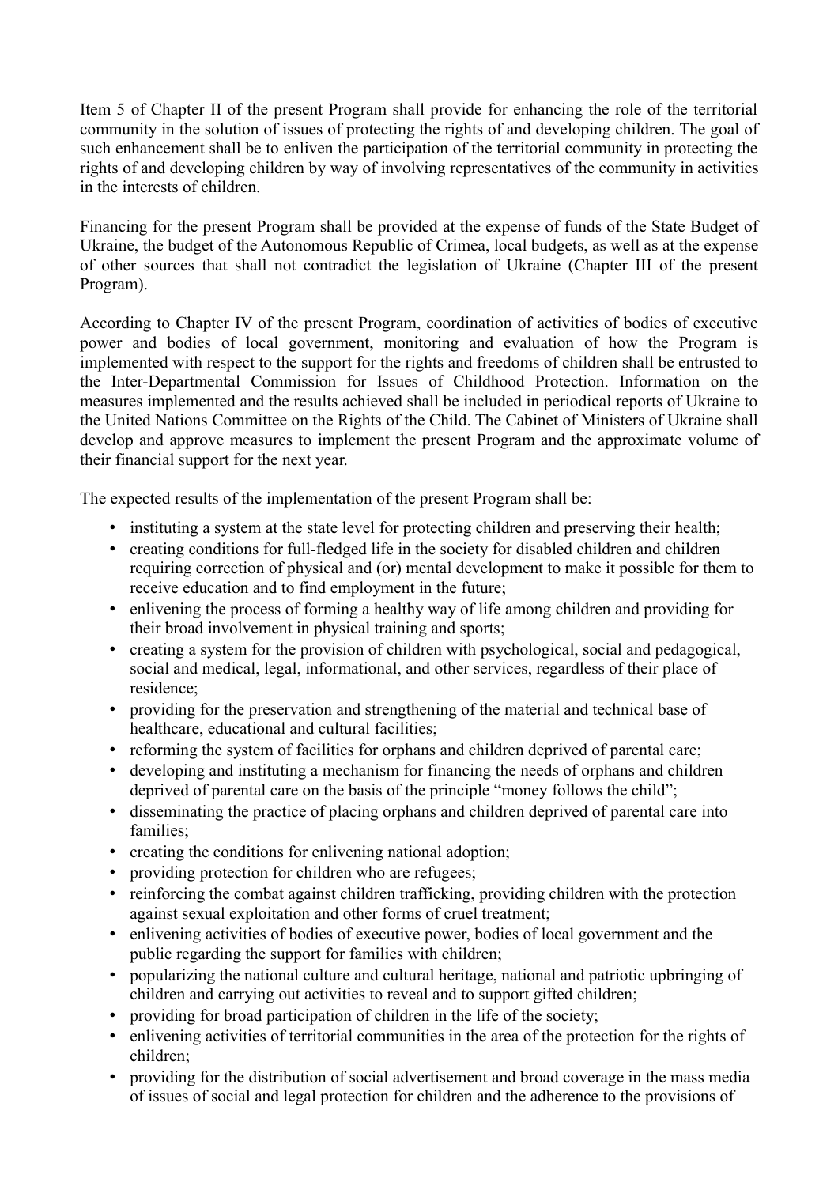Item 5 of Chapter II of the present Program shall provide for enhancing the role of the territorial community in the solution of issues of protecting the rights of and developing children. The goal of such enhancement shall be to enliven the participation of the territorial community in protecting the rights of and developing children by way of involving representatives of the community in activities in the interests of children.

Financing for the present Program shall be provided at the expense of funds of the State Budget of Ukraine, the budget of the Autonomous Republic of Crimea, local budgets, as well as at the expense of other sources that shall not contradict the legislation of Ukraine (Chapter III of the present Program).

According to Chapter IV of the present Program, coordination of activities of bodies of executive power and bodies of local government, monitoring and evaluation of how the Program is implemented with respect to the support for the rights and freedoms of children shall be entrusted to the Inter-Departmental Commission for Issues of Childhood Protection. Information on the measures implemented and the results achieved shall be included in periodical reports of Ukraine to the United Nations Committee on the Rights of the Child. The Cabinet of Ministers of Ukraine shall develop and approve measures to implement the present Program and the approximate volume of their financial support for the next year.

The expected results of the implementation of the present Program shall be:

- instituting a system at the state level for protecting children and preserving their health;
- creating conditions for full-fledged life in the society for disabled children and children requiring correction of physical and (or) mental development to make it possible for them to receive education and to find employment in the future;
- enlivening the process of forming a healthy way of life among children and providing for their broad involvement in physical training and sports;
- creating a system for the provision of children with psychological, social and pedagogical, social and medical, legal, informational, and other services, regardless of their place of residence;
- providing for the preservation and strengthening of the material and technical base of healthcare, educational and cultural facilities;
- reforming the system of facilities for orphans and children deprived of parental care;
- developing and instituting a mechanism for financing the needs of orphans and children deprived of parental care on the basis of the principle "money follows the child";
- disseminating the practice of placing orphans and children deprived of parental care into families;
- creating the conditions for enlivening national adoption;
- providing protection for children who are refugees;
- reinforcing the combat against children trafficking, providing children with the protection against sexual exploitation and other forms of cruel treatment;
- enlivening activities of bodies of executive power, bodies of local government and the public regarding the support for families with children;
- popularizing the national culture and cultural heritage, national and patriotic upbringing of children and carrying out activities to reveal and to support gifted children;
- providing for broad participation of children in the life of the society;
- enlivening activities of territorial communities in the area of the protection for the rights of children;
- providing for the distribution of social advertisement and broad coverage in the mass media of issues of social and legal protection for children and the adherence to the provisions of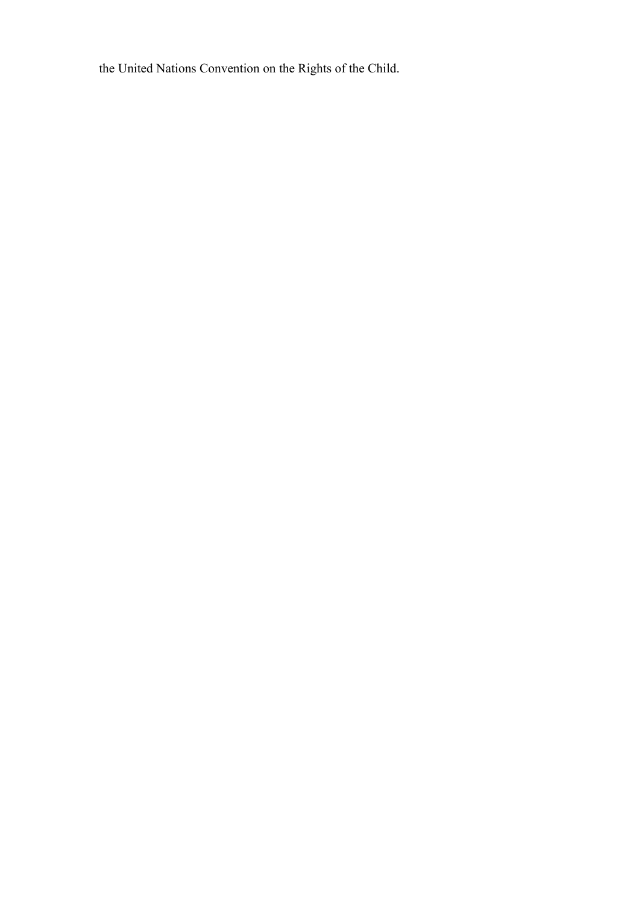the United Nations Convention on the Rights of the Child.